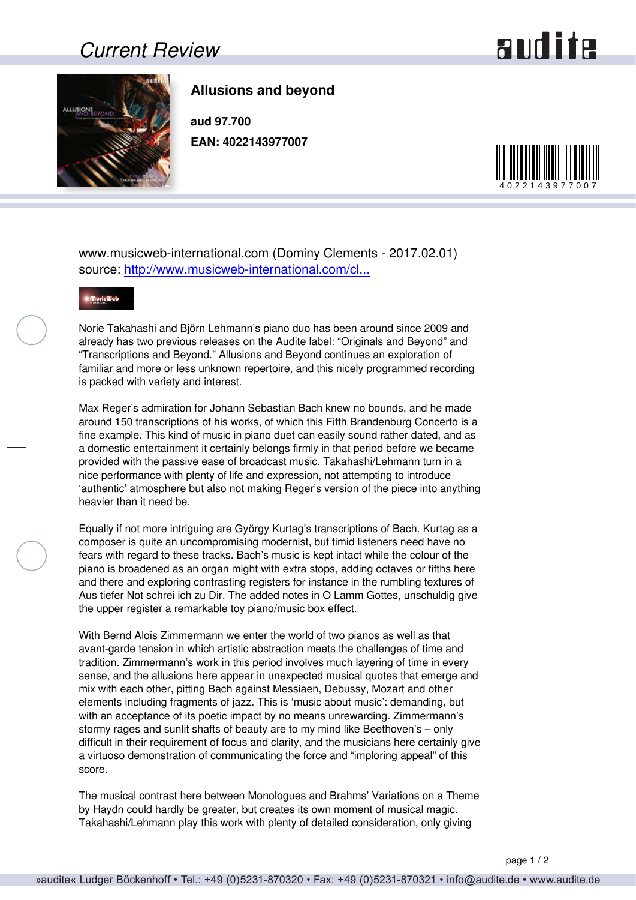# Allusions and beyond

**aud 97.700**

**EAN: 4022143977007**

www.musicweb-international.com (Dominy Clements - 2017.02.01)
source: http://www.musicweb-international.com/cl...

Norie Takahashi and Björn Lehmann's piano duo has been around since 2009 and already has two previous releases on the Audite label: "Originals and Beyond" and "Transcriptions and Beyond." Allusions and Beyond continues an exploration of familiar and more or less unknown repertoire, and this nicely programmed recording is packed with variety and interest.

Max Reger's admiration for Johann Sebastian Bach knew no bounds, and he made around 150 transcriptions of his works, of which this Fifth Brandenburg Concerto is a fine example. This kind of music in piano duet can easily sound rather dated, and as a domestic entertainment it certainly belongs firmly in that period before we became provided with the passive ease of broadcast music. Takahashi/Lehmann turn in a nice performance with plenty of life and expression, not attempting to introduce 'authentic' atmosphere but also not making Reger's version of the piece into anything heavier than it need be.

Equally if not more intriguing are György Kurtag's transcriptions of Bach. Kurtag as a composer is quite an uncompromising modernist, but timid listeners need have no fears with regard to these tracks. Bach's music is kept intact while the colour of the piano is broadened as an organ might with extra stops, adding octaves or fifths here and there and exploring contrasting registers for instance in the rumbling textures of Aus tiefer Not schrei ich zu Dir. The added notes in O Lamm Gottes, unschuldig give the upper register a remarkable toy piano/music box effect.

With Bernd Alois Zimmermann we enter the world of two pianos as well as that avant-garde tension in which artistic abstraction meets the challenges of time and tradition. Zimmermann's work in this period involves much layering of time in every sense, and the allusions here appear in unexpected musical quotes that emerge and mix with each other, pitting Bach against Messiaen, Debussy, Mozart and other elements including fragments of jazz. This is 'music about music': demanding, but with an acceptance of its poetic impact by no means unrewarding. Zimmermann's stormy rages and sunlit shafts of beauty are to my mind like Beethoven's – only difficult in their requirement of focus and clarity, and the musicians here certainly give a virtuoso demonstration of communicating the force and "imploring appeal" of this score.

The musical contrast here between Monologues and Brahms' Variations on a Theme by Haydn could hardly be greater, but creates its own moment of musical magic. Takahashi/Lehmann play this work with plenty of detailed consideration, only giving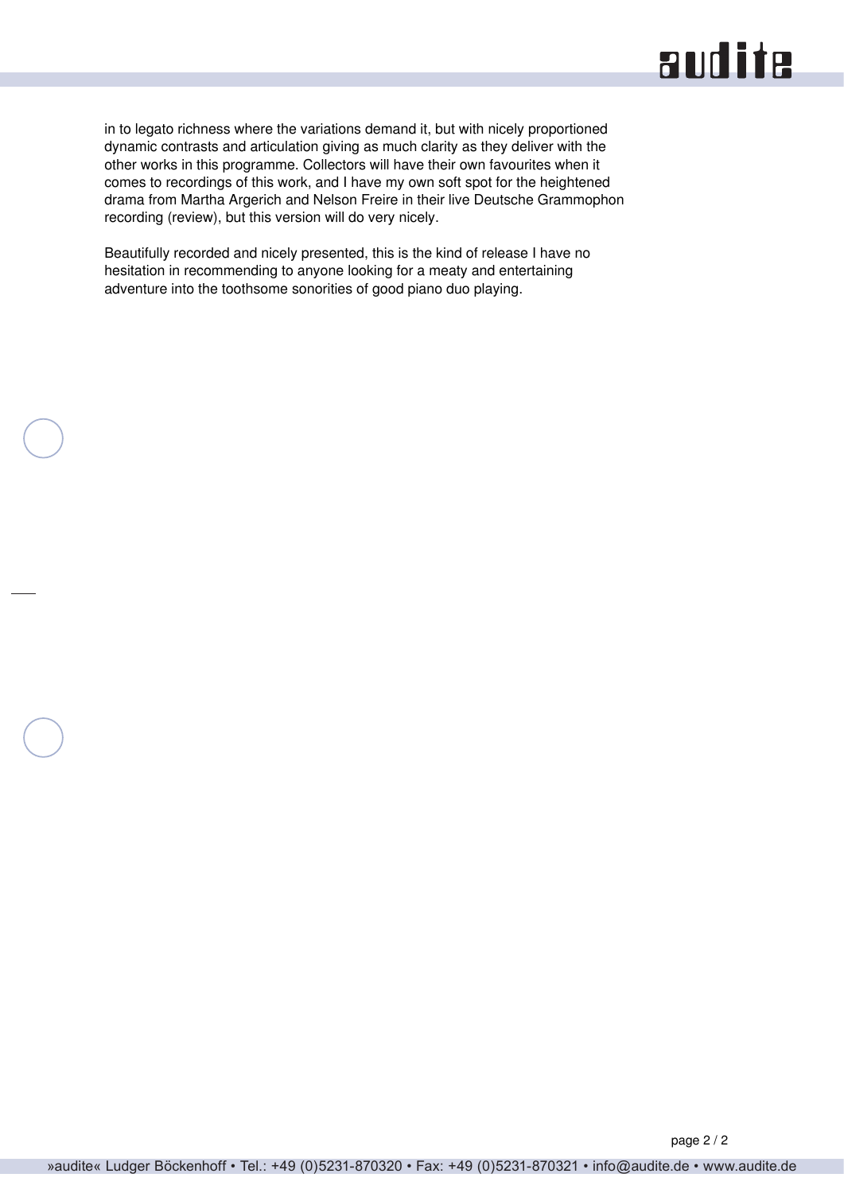in to legato richness where the variations demand it, but with nicely proportioned dynamic contrasts and articulation giving as much clarity as they deliver with the other works in this programme. Collectors will have their own favourites when it comes to recordings of this work, and I have my own soft spot for the heightened drama from Martha Argerich and Nelson Freire in their live Deutsche Grammophon recording (review), but this version will do very nicely.

Beautifully recorded and nicely presented, this is the kind of release I have no hesitation in recommending to anyone looking for a meaty and entertaining adventure into the toothsome sonorities of good piano duo playing.